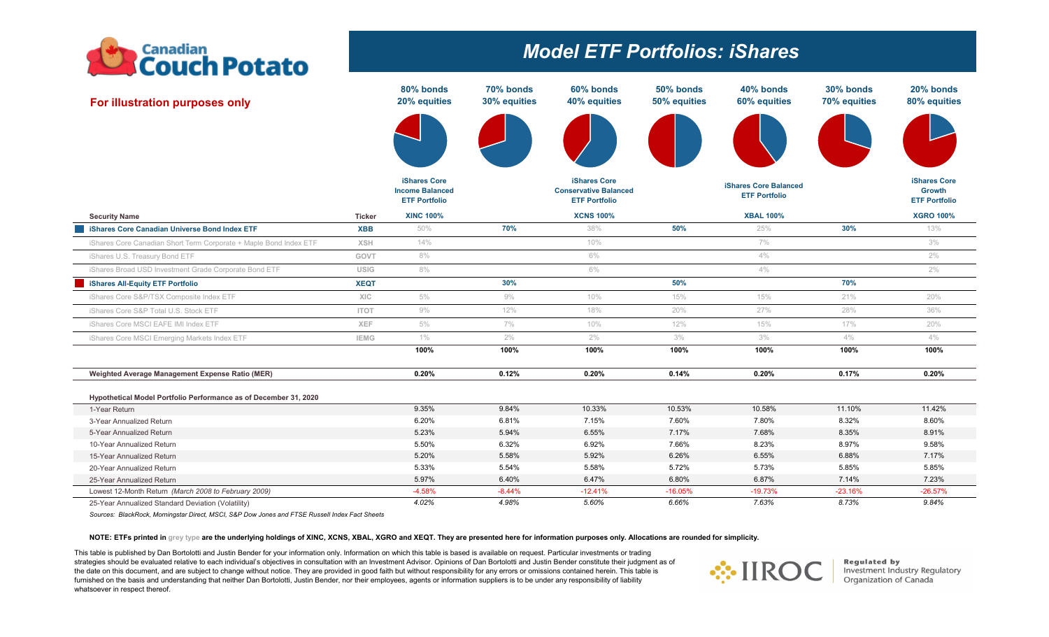# Model ETF Portfolios: iShares

Canadian Couch Potato

**For illustration purposes only**

| Security Name | Ticker | 80% bonds 20% equities | 70% bonds 30% equities | 60% bonds 40% equities | 50% bonds 50% equities | 40% bonds 60% equities | 30% bonds 70% equities | 20% bonds 80% equities |
|---|---|---|---|---|---|---|---|---|
| | | iShares Core Income Balanced ETF Portfolio | | iShares Core Conservative Balanced ETF Portfolio | | iShares Core Balanced ETF Portfolio | | iShares Core Growth ETF Portfolio |
| | | XINC 100% | | XCNS 100% | | XBAL 100% | | XGRO 100% |
| **iShares Core Canadian Universe Bond Index ETF** | **XBB** | 50% | **70%** | 38% | **50%** | 25% | **30%** | 13% |
| iShares Core Canadian Short Term Corporate + Maple Bond Index ETF | XSH | 14% | | 10% | | 7% | | 3% |
| iShares U.S. Treasury Bond ETF | GOVT | 8% | | 6% | | 4% | | 2% |
| iShares Broad USD Investment Grade Corporate Bond ETF | USIG | 8% | | 6% | | 4% | | 2% |
| **iShares All-Equity ETF Portfolio** | **XEQT** | | **30%** | | **50%** | | **70%** | |
| iShares Core S&P/TSX Composite Index ETF | XIC | 5% | 9% | 10% | 15% | 15% | 21% | 20% |
| iShares Core S&P Total U.S. Stock ETF | ITOT | 9% | 12% | 18% | 20% | 27% | 28% | 36% |
| iShares Core MSCI EAFE IMI Index ETF | XEF | 5% | 7% | 10% | 12% | 15% | 17% | 20% |
| iShares Core MSCI Emerging Markets Index ETF | IEMG | 1% | 2% | 2% | 3% | 3% | 4% | 4% |
| | | **100%** | **100%** | **100%** | **100%** | **100%** | **100%** | **100%** |
| **Weighted Average Management Expense Ratio (MER)** | | **0.20%** | **0.12%** | **0.20%** | **0.14%** | **0.20%** | **0.17%** | **0.20%** |
| **Hypothetical Model Portfolio Performance as of December 31, 2020** | | | | | | | | |
| 1-Year Return | | 9.35% | 9.84% | 10.33% | 10.53% | 10.58% | 11.10% | 11.42% |
| 3-Year Annualized Return | | 6.20% | 6.81% | 7.15% | 7.60% | 7.80% | 8.32% | 8.60% |
| 5-Year Annualized Return | | 5.23% | 5.94% | 6.55% | 7.17% | 7.68% | 8.35% | 8.91% |
| 10-Year Annualized Return | | 5.50% | 6.32% | 6.92% | 7.66% | 8.23% | 8.97% | 9.58% |
| 15-Year Annualized Return | | 5.20% | 5.58% | 5.92% | 6.26% | 6.55% | 6.88% | 7.17% |
| 20-Year Annualized Return | | 5.33% | 5.54% | 5.58% | 5.72% | 5.73% | 5.85% | 5.85% |
| 25-Year Annualized Return | | 5.97% | 6.40% | 6.47% | 6.80% | 6.87% | 7.14% | 7.23% |
| Lowest 12-Month Return *(March 2008 to February 2009)* | | -4.58% | -8.44% | -12.41% | -16.05% | -19.73% | -23.16% | -26.57% |
| 25-Year Annualized Standard Deviation (Volatility) | | *4.02%* | *4.98%* | *5.60%* | *6.66%* | *7.63%* | *8.73%* | *9.84%* |

*Sources: BlackRock, Morningstar Direct, MSCI, S&P Dow Jones and FTSE Russell Index Fact Sheets*

**NOTE: ETFs printed in grey type are the underlying holdings of XINC, XCNS, XBAL, XGRO and XEQT. They are presented here for information purposes only. Allocations are rounded for simplicity.**

This table is published by Dan Bortolotti and Justin Bender for your information only. Information on which this table is based is available on request. Particular investments or trading strategies should be evaluated relative to each individual's objectives in consultation with an Investment Advisor. Opinions of Dan Bortolotti and Justin Bender constitute their judgment as of the date on this document, and are subject to change without notice. They are provided in good faith but without responsibility for any errors or omissions contained herein. This table is furnished on the basis and understanding that neither Dan Bortolotti, Justin Bender, nor their employees, agents or information suppliers is to be under any responsibility of liability whatsoever in respect thereof.

IIROC — Regulated by Investment Industry Regulatory Organization of Canada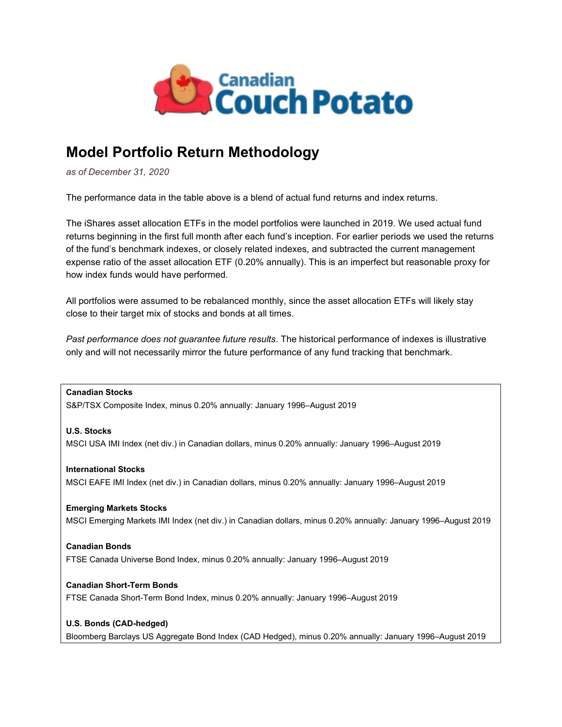Canadian Couch Potato

## Model Portfolio Return Methodology

*as of December 31, 2020*

The performance data in the table above is a blend of actual fund returns and index returns.

The iShares asset allocation ETFs in the model portfolios were launched in 2019. We used actual fund returns beginning in the first full month after each fund's inception. For earlier periods we used the returns of the fund's benchmark indexes, or closely related indexes, and subtracted the current management expense ratio of the asset allocation ETF (0.20% annually). This is an imperfect but reasonable proxy for how index funds would have performed.

All portfolios were assumed to be rebalanced monthly, since the asset allocation ETFs will likely stay close to their target mix of stocks and bonds at all times.

*Past performance does not guarantee future results*. The historical performance of indexes is illustrative only and will not necessarily mirror the future performance of any fund tracking that benchmark.

**Canadian Stocks**
S&P/TSX Composite Index, minus 0.20% annually: January 1996–August 2019

**U.S. Stocks**
MSCI USA IMI Index (net div.) in Canadian dollars, minus 0.20% annually: January 1996–August 2019

**International Stocks**
MSCI EAFE IMI Index (net div.) in Canadian dollars, minus 0.20% annually: January 1996–August 2019

**Emerging Markets Stocks**
MSCI Emerging Markets IMI Index (net div.) in Canadian dollars, minus 0.20% annually: January 1996–August 2019

**Canadian Bonds**
FTSE Canada Universe Bond Index, minus 0.20% annually: January 1996–August 2019

**Canadian Short-Term Bonds**
FTSE Canada Short-Term Bond Index, minus 0.20% annually: January 1996–August 2019

**U.S. Bonds (CAD-hedged)**
Bloomberg Barclays US Aggregate Bond Index (CAD Hedged), minus 0.20% annually: January 1996–August 2019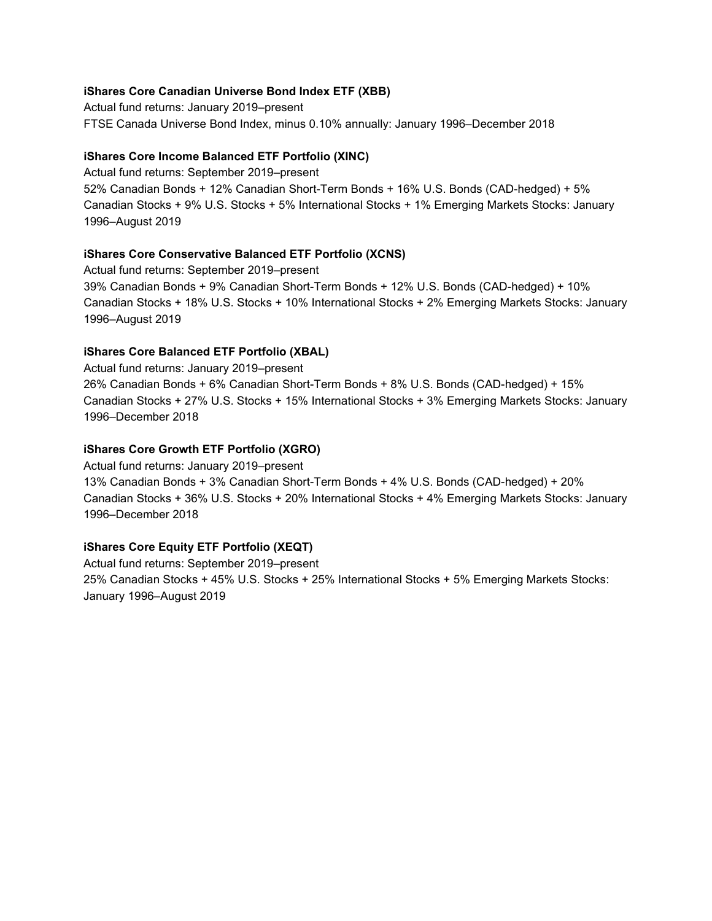**iShares Core Canadian Universe Bond Index ETF (XBB)**
Actual fund returns: January 2019–present
FTSE Canada Universe Bond Index, minus 0.10% annually: January 1996–December 2018

**iShares Core Income Balanced ETF Portfolio (XINC)**
Actual fund returns: September 2019–present
52% Canadian Bonds + 12% Canadian Short-Term Bonds + 16% U.S. Bonds (CAD-hedged) + 5% Canadian Stocks + 9% U.S. Stocks + 5% International Stocks + 1% Emerging Markets Stocks: January 1996–August 2019

**iShares Core Conservative Balanced ETF Portfolio (XCNS)**
Actual fund returns: September 2019–present
39% Canadian Bonds + 9% Canadian Short-Term Bonds + 12% U.S. Bonds (CAD-hedged) + 10% Canadian Stocks + 18% U.S. Stocks + 10% International Stocks + 2% Emerging Markets Stocks: January 1996–August 2019

**iShares Core Balanced ETF Portfolio (XBAL)**
Actual fund returns: January 2019–present
26% Canadian Bonds + 6% Canadian Short-Term Bonds + 8% U.S. Bonds (CAD-hedged) + 15% Canadian Stocks + 27% U.S. Stocks + 15% International Stocks + 3% Emerging Markets Stocks: January 1996–December 2018

**iShares Core Growth ETF Portfolio (XGRO)**
Actual fund returns: January 2019–present
13% Canadian Bonds + 3% Canadian Short-Term Bonds + 4% U.S. Bonds (CAD-hedged) + 20% Canadian Stocks + 36% U.S. Stocks + 20% International Stocks + 4% Emerging Markets Stocks: January 1996–December 2018

**iShares Core Equity ETF Portfolio (XEQT)**
Actual fund returns: September 2019–present
25% Canadian Stocks + 45% U.S. Stocks + 25% International Stocks + 5% Emerging Markets Stocks: January 1996–August 2019